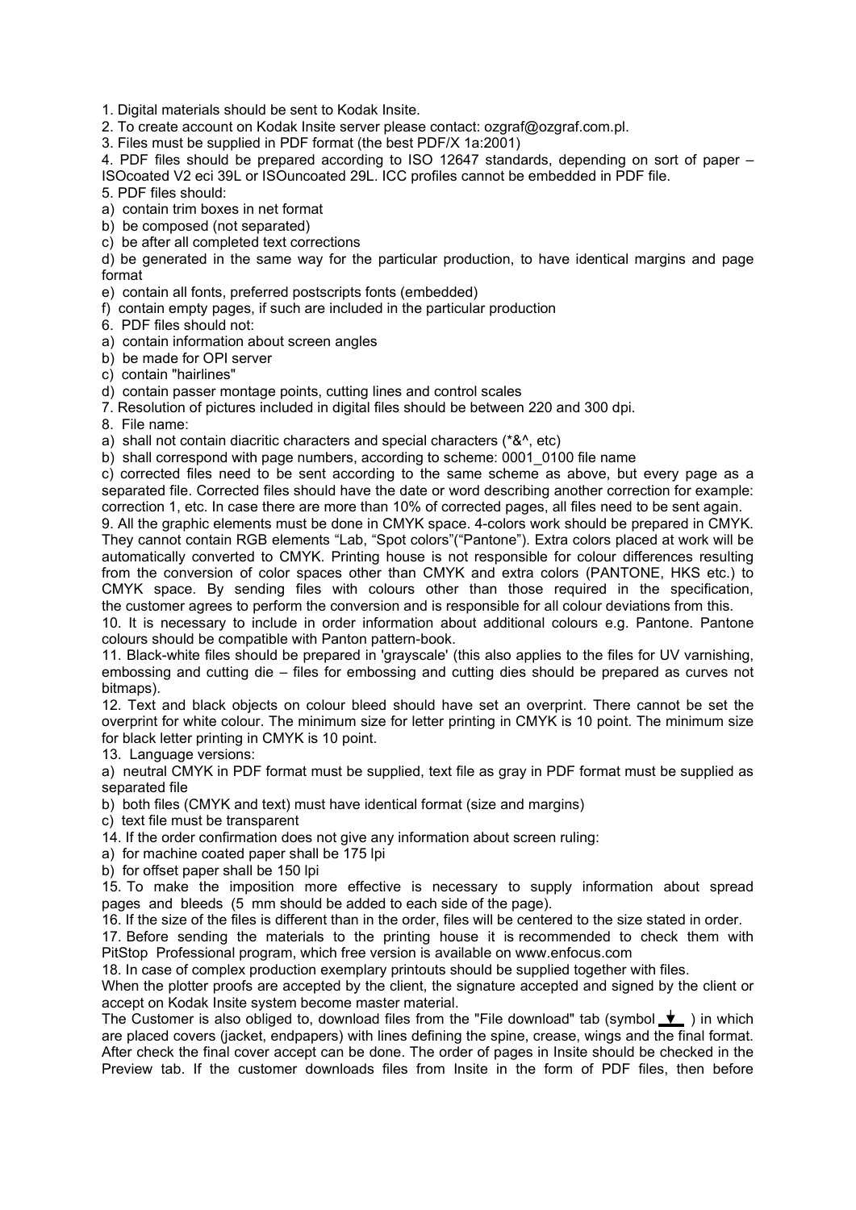1. Digital materials should be sent to Kodak Insite.
2. To create account on Kodak Insite server please contact: ozgraf@ozgraf.com.pl.
3. Files must be supplied in PDF format (the best PDF/X 1a:2001)
4. PDF files should be prepared according to ISO 12647 standards, depending on sort of paper – ISOcoated V2 eci 39L or ISOuncoated 29L. ICC profiles cannot be embedded in PDF file.
5. PDF files should:
a) contain trim boxes in net format
b) be composed (not separated)
c) be after all completed text corrections
d) be generated in the same way for the particular production, to have identical margins and page format
e) contain all fonts, preferred postscripts fonts (embedded)
f) contain empty pages, if such are included in the particular production
6. PDF files should not:
a) contain information about screen angles
b) be made for OPI server
c) contain "hairlines"
d) contain passer montage points, cutting lines and control scales
7. Resolution of pictures included in digital files should be between 220 and 300 dpi.
8. File name:
a) shall not contain diacritic characters and special characters (*&^, etc)
b) shall correspond with page numbers, according to scheme: 0001_0100 file name
c) corrected files need to be sent according to the same scheme as above, but every page as a separated file. Corrected files should have the date or word describing another correction for example: correction 1, etc. In case there are more than 10% of corrected pages, all files need to be sent again.
9. All the graphic elements must be done in CMYK space. 4-colors work should be prepared in CMYK. They cannot contain RGB elements "Lab, "Spot colors"("Pantone"). Extra colors placed at work will be automatically converted to CMYK. Printing house is not responsible for colour differences resulting from the conversion of color spaces other than CMYK and extra colors (PANTONE, HKS etc.) to CMYK space. By sending files with colours other than those required in the specification, the customer agrees to perform the conversion and is responsible for all colour deviations from this.
10. It is necessary to include in order information about additional colours e.g. Pantone. Pantone colours should be compatible with Panton pattern-book.
11. Black-white files should be prepared in 'grayscale' (this also applies to the files for UV varnishing, embossing and cutting die – files for embossing and cutting dies should be prepared as curves not bitmaps).
12. Text and black objects on colour bleed should have set an overprint. There cannot be set the overprint for white colour. The minimum size for letter printing in CMYK is 10 point. The minimum size for black letter printing in CMYK is 10 point.
13. Language versions:
a) neutral CMYK in PDF format must be supplied, text file as gray in PDF format must be supplied as separated file
b) both files (CMYK and text) must have identical format (size and margins)
c) text file must be transparent
14. If the order confirmation does not give any information about screen ruling:
a) for machine coated paper shall be 175 lpi
b) for offset paper shall be 150 lpi
15. To make the imposition more effective is necessary to supply information about spread pages and bleeds (5 mm should be added to each side of the page).
16. If the size of the files is different than in the order, files will be centered to the size stated in order.
17. Before sending the materials to the printing house it is recommended to check them with PitStop Professional program, which free version is available on www.enfocus.com
18. In case of complex production exemplary printouts should be supplied together with files.

When the plotter proofs are accepted by the client, the signature accepted and signed by the client or accept on Kodak Insite system become master material.

The Customer is also obliged to, download files from the "File download" tab (symbol ↓ ) in which are placed covers (jacket, endpapers) with lines defining the spine, crease, wings and the final format. After check the final cover accept can be done. The order of pages in Insite should be checked in the Preview tab. If the customer downloads files from Insite in the form of PDF files, then before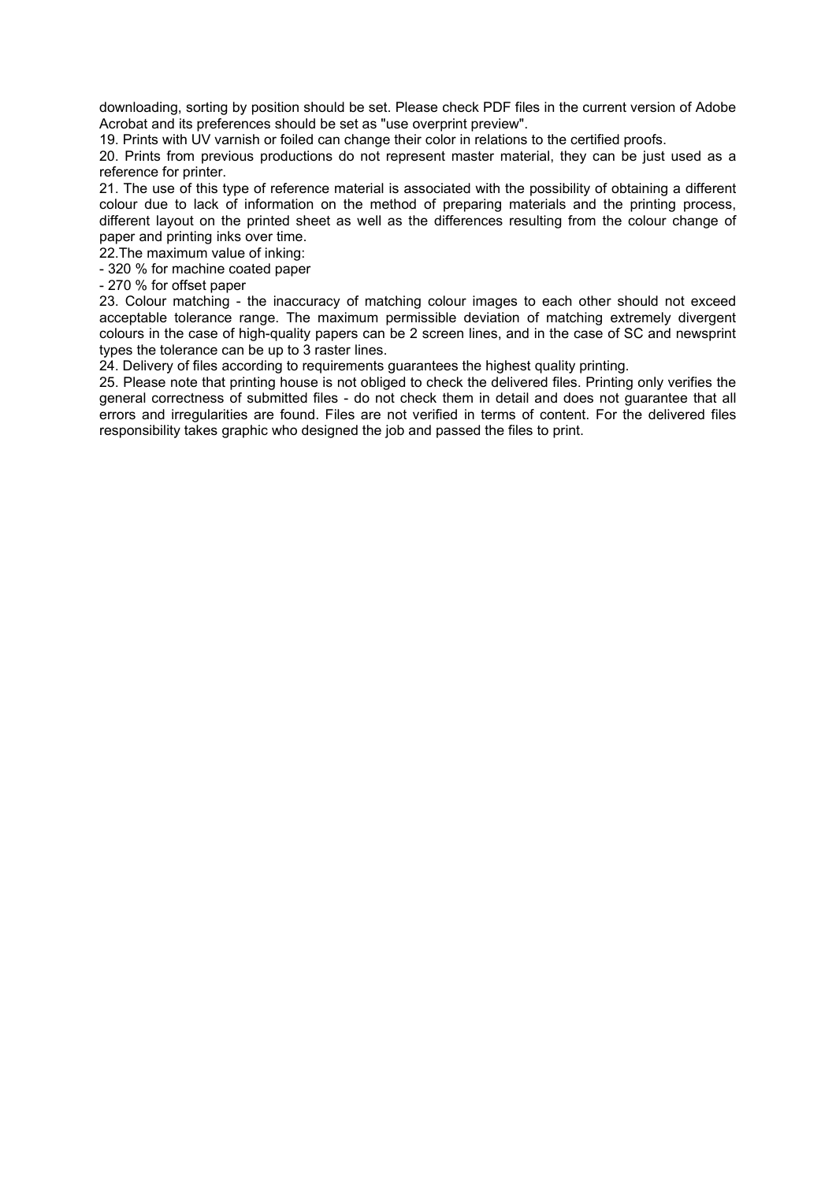downloading, sorting by position should be set. Please check PDF files in the current version of Adobe Acrobat and its preferences should be set as "use overprint preview".

19. Prints with UV varnish or foiled can change their color in relations to the certified proofs.

20. Prints from previous productions do not represent master material, they can be just used as a reference for printer.

21. The use of this type of reference material is associated with the possibility of obtaining a different colour due to lack of information on the method of preparing materials and the printing process, different layout on the printed sheet as well as the differences resulting from the colour change of paper and printing inks over time.

22.The maximum value of inking:

- 320 % for machine coated paper
- 270 % for offset paper

23. Colour matching - the inaccuracy of matching colour images to each other should not exceed acceptable tolerance range. The maximum permissible deviation of matching extremely divergent colours in the case of high-quality papers can be 2 screen lines, and in the case of SC and newsprint types the tolerance can be up to 3 raster lines.

24. Delivery of files according to requirements guarantees the highest quality printing.

25. Please note that printing house is not obliged to check the delivered files. Printing only verifies the general correctness of submitted files - do not check them in detail and does not guarantee that all errors and irregularities are found. Files are not verified in terms of content. For the delivered files responsibility takes graphic who designed the job and passed the files to print.